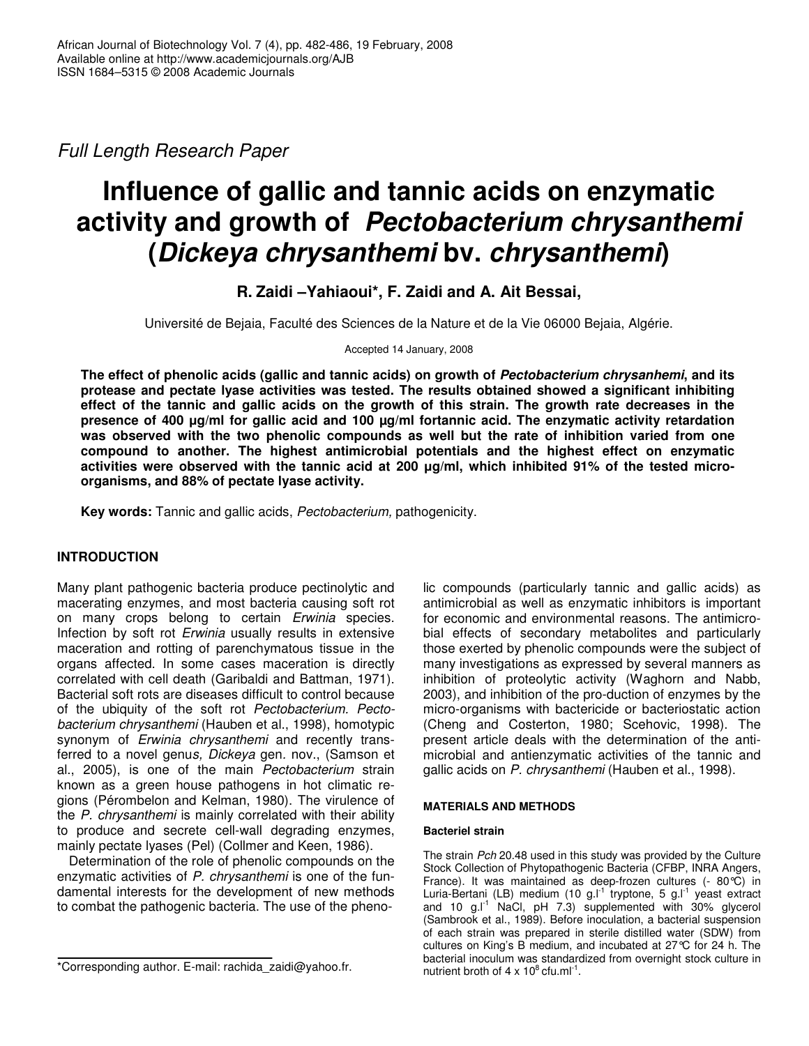Full Length Research Paper

# Influence of gallic and tannic acids on enzymatic activity and growth of *Pectobacterium chrysanthemi* (*Dickeya chrysanthemi* bv. *chrysanthemi*)

**R. Zaidi –Yahiaoui\*, F. Zaidi and A. Ait Bessai,**

Université de Bejaia, Faculté des Sciences de la Nature et de la Vie 06000 Bejaia, Algérie.

Accepted 14 January, 2008

**The effect of phenolic acids (gallic and tannic acids) on growth of *Pectobacterium chrysanhemi*, and its protease and pectate lyase activities was tested. The results obtained showed a significant inhibiting effect of the tannic and gallic acids on the growth of this strain. The growth rate decreases in the presence of 400 µg/ml for gallic acid and 100 µg/ml fortannic acid. The enzymatic activity retardation was observed with the two phenolic compounds as well but the rate of inhibition varied from one compound to another. The highest antimicrobial potentials and the highest effect on enzymatic activities were observed with the tannic acid at 200 µg/ml, which inhibited 91% of the tested micro-organisms, and 88% of pectate lyase activity.**

**Key words:** Tannic and gallic acids, *Pectobacterium,* pathogenicity.

## INTRODUCTION

Many plant pathogenic bacteria produce pectinolytic and macerating enzymes, and most bacteria causing soft rot on many crops belong to certain *Erwinia* species. Infection by soft rot *Erwinia* usually results in extensive maceration and rotting of parenchymatous tissue in the organs affected. In some cases maceration is directly correlated with cell death (Garibaldi and Battman, 1971). Bacterial soft rots are diseases difficult to control because of the ubiquity of the soft rot *Pectobacterium. Pectobacterium chrysanthemi* (Hauben et al., 1998), homotypic synonym of *Erwinia chrysanthemi* and recently transferred to a novel genus*, Dickeya* gen. nov., (Samson et al., 2005), is one of the main *Pectobacterium* strain known as a green house pathogens in hot climatic regions (Pérombelon and Kelman, 1980). The virulence of the *P. chrysanthemi* is mainly correlated with their ability to produce and secrete cell-wall degrading enzymes, mainly pectate lyases (Pel) (Collmer and Keen, 1986).

Determination of the role of phenolic compounds on the enzymatic activities of *P. chrysanthemi* is one of the fundamental interests for the development of new methods to combat the pathogenic bacteria. The use of the phenolic compounds (particularly tannic and gallic acids) as antimicrobial as well as enzymatic inhibitors is important for economic and environmental reasons. The antimicrobial effects of secondary metabolites and particularly those exerted by phenolic compounds were the subject of many investigations as expressed by several manners as inhibition of proteolytic activity (Waghorn and Nabb, 2003), and inhibition of the pro-duction of enzymes by the micro-organisms with bactericide or bacteriostatic action (Cheng and Costerton, 1980; Scehovic, 1998). The present article deals with the determination of the antimicrobial and antienzymatic activities of the tannic and gallic acids on *P. chrysanthemi* (Hauben et al., 1998).

### MATERIALS AND METHODS

#### Bacteriel strain

The strain *Pch* 20.48 used in this study was provided by the Culture Stock Collection of Phytopathogenic Bacteria (CFBP, INRA Angers, France). It was maintained as deep-frozen cultures (- 80°C) in Luria-Bertani (LB) medium (10 $g.l^{-1}$ tryptone, 5 $g.l^{-1}$ yeast extract and 10 $g.l^{-1}$ NaCl, pH 7.3) supplemented with 30% glycerol (Sambrook et al., 1989). Before inoculation, a bacterial suspension of each strain was prepared in sterile distilled water (SDW) from cultures on King's B medium, and incubated at 27°C for 24 h. The bacterial inoculum was standardized from overnight stock culture in nutrient broth of $4 \times 10^8$ $cfu.ml^{-1}$.

\*Corresponding author. E-mail: rachida_zaidi@yahoo.fr.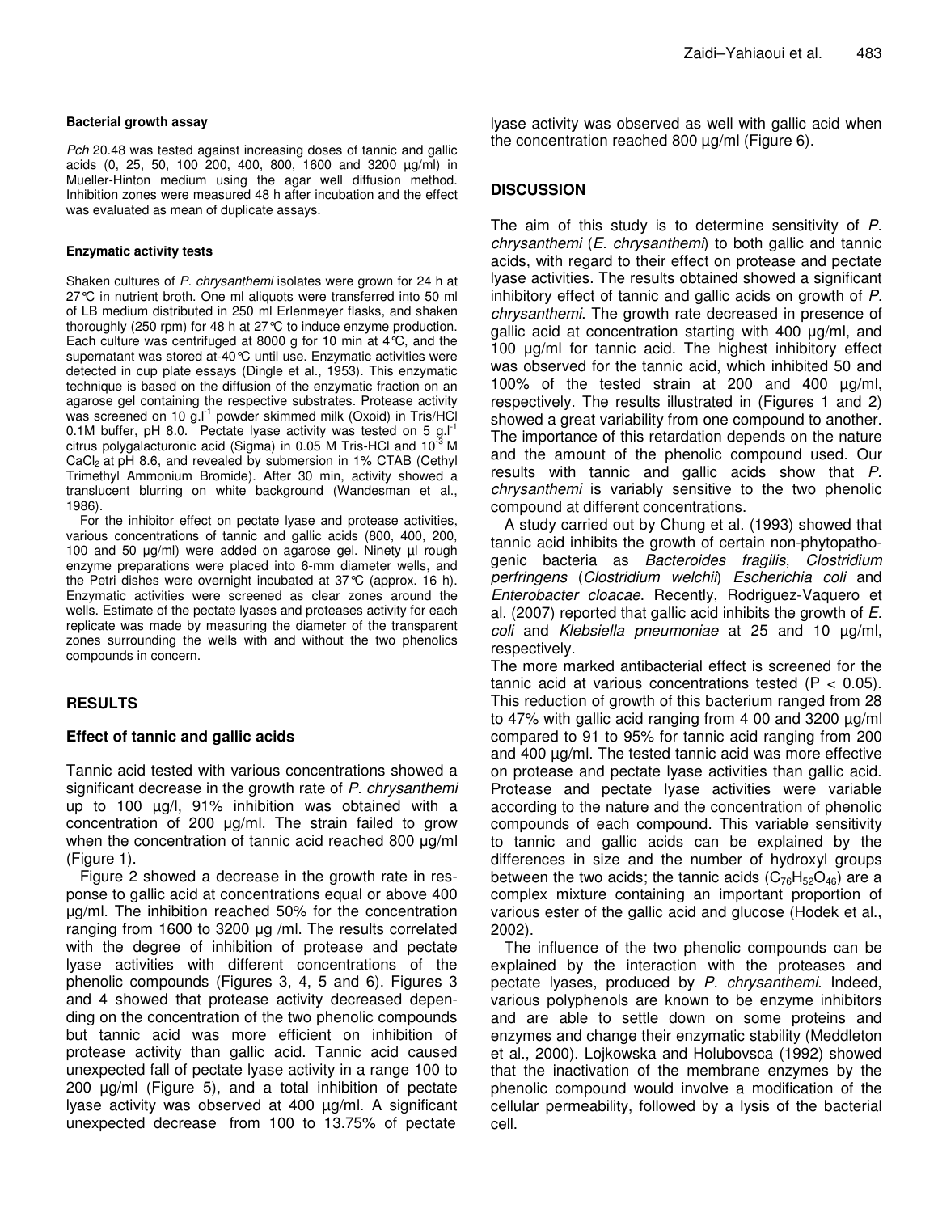#### Bacterial growth assay

*Pch* 20.48 was tested against increasing doses of tannic and gallic acids (0, 25, 50, 100 200, 400, 800, 1600 and 3200 µg/ml) in Mueller-Hinton medium using the agar well diffusion method. Inhibition zones were measured 48 h after incubation and the effect was evaluated as mean of duplicate assays.

#### Enzymatic activity tests

Shaken cultures of *P. chrysanthemi* isolates were grown for 24 h at 27°C in nutrient broth. One ml aliquots were transferred into 50 ml of LB medium distributed in 250 ml Erlenmeyer flasks, and shaken thoroughly (250 rpm) for 48 h at 27°C to induce enzyme production. Each culture was centrifuged at 8000 g for 10 min at 4°C, and the supernatant was stored at-40°C until use. Enzymatic activities were detected in cup plate essays (Dingle et al., 1953). This enzymatic technique is based on the diffusion of the enzymatic fraction on an agarose gel containing the respective substrates. Protease activity was screened on 10 $g.l^{-1}$ powder skimmed milk (Oxoid) in Tris/HCl 0.1M buffer, pH 8.0. Pectate lyase activity was tested on 5 $g.l^{-1}$ citrus polygalacturonic acid (Sigma) in 0.05 M Tris-HCl and $10^{-3}$ M $CaCl_2$ at pH 8.6, and revealed by submersion in 1% CTAB (Cethyl Trimethyl Ammonium Bromide). After 30 min, activity showed a translucent blurring on white background (Wandesman et al., 1986).

For the inhibitor effect on pectate lyase and protease activities, various concentrations of tannic and gallic acids (800, 400, 200, 100 and 50 µg/ml) were added on agarose gel. Ninety µl rough enzyme preparations were placed into 6-mm diameter wells, and the Petri dishes were overnight incubated at 37°C (approx. 16 h). Enzymatic activities were screened as clear zones around the wells. Estimate of the pectate lyases and proteases activity for each replicate was made by measuring the diameter of the transparent zones surrounding the wells with and without the two phenolics compounds in concern.

## RESULTS

### Effect of tannic and gallic acids

Tannic acid tested with various concentrations showed a significant decrease in the growth rate of *P. chrysanthemi* up to 100 µg/l, 91% inhibition was obtained with a concentration of 200 µg/ml. The strain failed to grow when the concentration of tannic acid reached 800 µg/ml (Figure 1).

Figure 2 showed a decrease in the growth rate in response to gallic acid at concentrations equal or above 400 µg/ml. The inhibition reached 50% for the concentration ranging from 1600 to 3200 µg /ml. The results correlated with the degree of inhibition of protease and pectate lyase activities with different concentrations of the phenolic compounds (Figures 3, 4, 5 and 6). Figures 3 and 4 showed that protease activity decreased depending on the concentration of the two phenolic compounds but tannic acid was more efficient on inhibition of protease activity than gallic acid. Tannic acid caused unexpected fall of pectate lyase activity in a range 100 to 200 µg/ml (Figure 5), and a total inhibition of pectate lyase activity was observed at 400 µg/ml. A significant unexpected decrease from 100 to 13.75% of pectate lyase activity was observed as well with gallic acid when the concentration reached 800 µg/ml (Figure 6).

## DISCUSSION

The aim of this study is to determine sensitivity of *P. chrysanthemi* (*E. chrysanthemi*) to both gallic and tannic acids, with regard to their effect on protease and pectate lyase activities. The results obtained showed a significant inhibitory effect of tannic and gallic acids on growth of *P. chrysanthemi*. The growth rate decreased in presence of gallic acid at concentration starting with 400 µg/ml, and 100 µg/ml for tannic acid. The highest inhibitory effect was observed for the tannic acid, which inhibited 50 and 100% of the tested strain at 200 and 400 µg/ml, respectively. The results illustrated in (Figures 1 and 2) showed a great variability from one compound to another. The importance of this retardation depends on the nature and the amount of the phenolic compound used. Our results with tannic and gallic acids show that *P. chrysanthemi* is variably sensitive to the two phenolic compound at different concentrations.

A study carried out by Chung et al. (1993) showed that tannic acid inhibits the growth of certain non-phytopathogenic bacteria as *Bacteroides fragilis*, *Clostridium perfringens* (*Clostridium welchii*) *Escherichia coli* and *Enterobacter cloacae*. Recently, Rodriguez-Vaquero et al. (2007) reported that gallic acid inhibits the growth of *E. coli* and *Klebsiella pneumoniae* at 25 and 10 µg/ml, respectively.

The more marked antibacterial effect is screened for the tannic acid at various concentrations tested ($P < 0.05$). This reduction of growth of this bacterium ranged from 28 to 47% with gallic acid ranging from 4 00 and 3200 µg/ml compared to 91 to 95% for tannic acid ranging from 200 and 400 µg/ml. The tested tannic acid was more effective on protease and pectate lyase activities than gallic acid. Protease and pectate lyase activities were variable according to the nature and the concentration of phenolic compounds of each compound. This variable sensitivity to tannic and gallic acids can be explained by the differences in size and the number of hydroxyl groups between the two acids; the tannic acids ($C_{76}H_{52}O_{46}$) are a complex mixture containing an important proportion of various ester of the gallic acid and glucose (Hodek et al., 2002).

The influence of the two phenolic compounds can be explained by the interaction with the proteases and pectate lyases, produced by *P. chrysanthemi*. Indeed, various polyphenols are known to be enzyme inhibitors and are able to settle down on some proteins and enzymes and change their enzymatic stability (Meddleton et al., 2000). Lojkowska and Holubovsca (1992) showed that the inactivation of the membrane enzymes by the phenolic compound would involve a modification of the cellular permeability, followed by a lysis of the bacterial cell.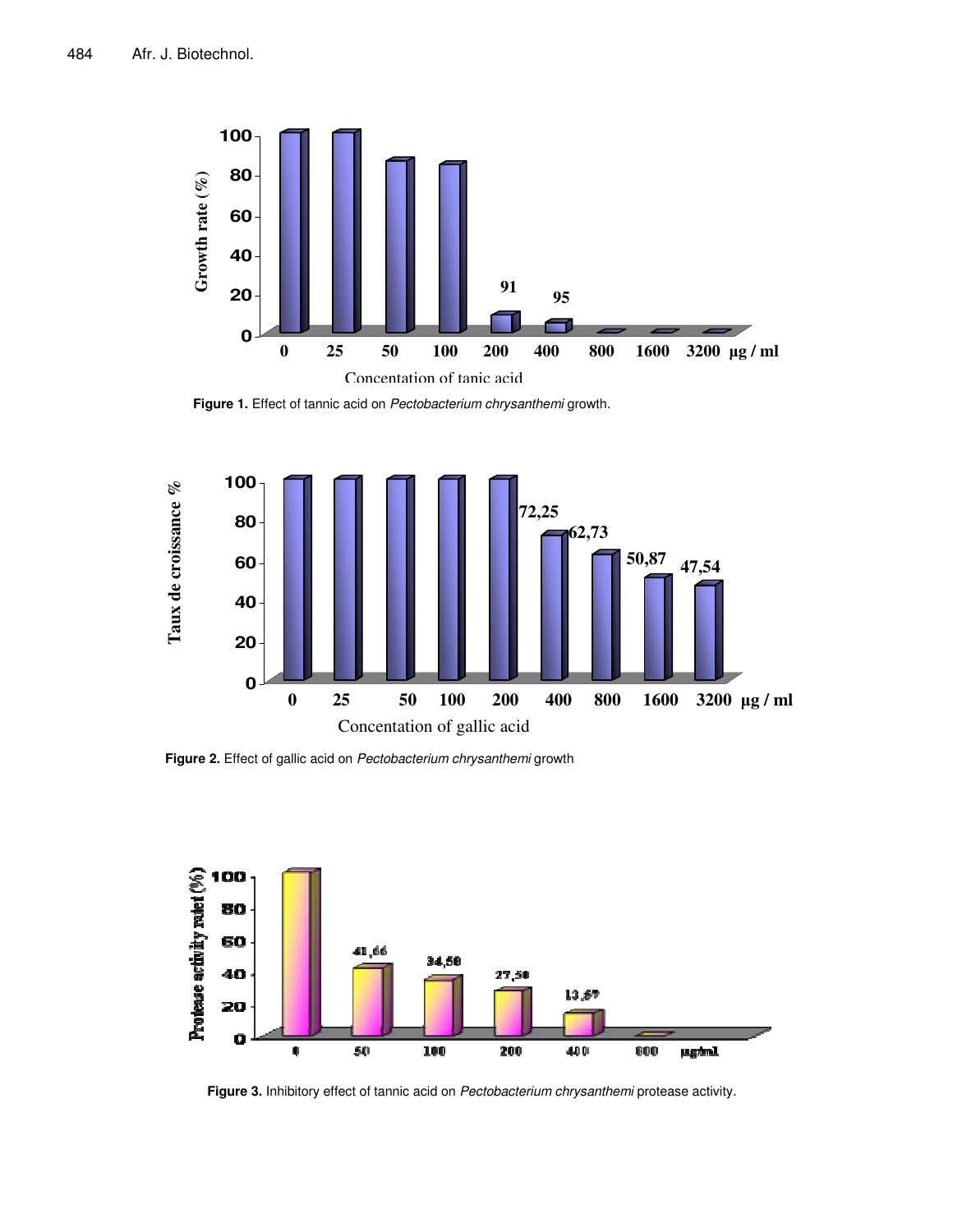Figure 1. Effect of tannic acid on *Pectobacterium chrysanthemi* growth.

Figure 2. Effect of gallic acid on *Pectobacterium chrysanthemi* growth

Figure 3. Inhibitory effect of tannic acid on *Pectobacterium chrysanthemi* protease activity.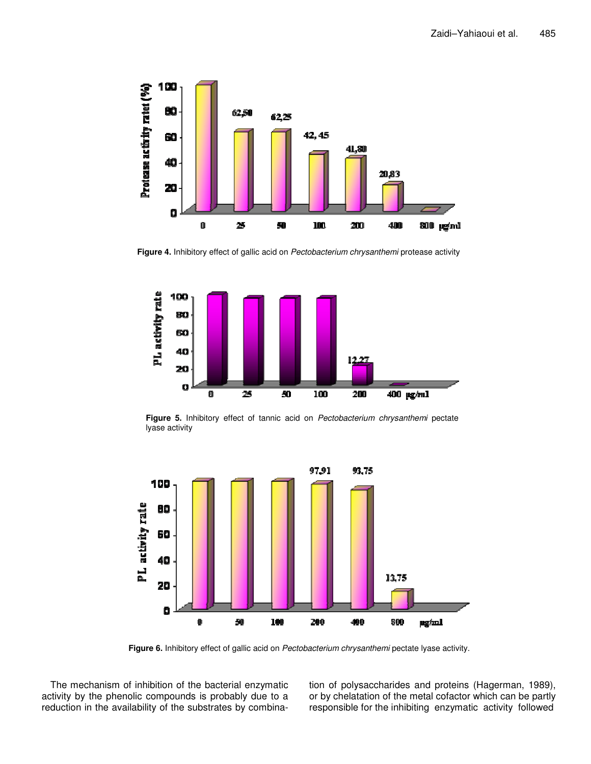**Figure 4.** Inhibitory effect of gallic acid on *Pectobacterium chrysanthemi* protease activity

**Figure 5.** Inhibitory effect of tannic acid on *Pectobacterium chrysanthemi* pectate lyase activity

**Figure 6.** Inhibitory effect of gallic acid on *Pectobacterium chrysanthemi* pectate lyase activity.

The mechanism of inhibition of the bacterial enzymatic activity by the phenolic compounds is probably due to a reduction in the availability of the substrates by combination of polysaccharides and proteins (Hagerman, 1989), or by chelatation of the metal cofactor which can be partly responsible for the inhibiting enzymatic activity followed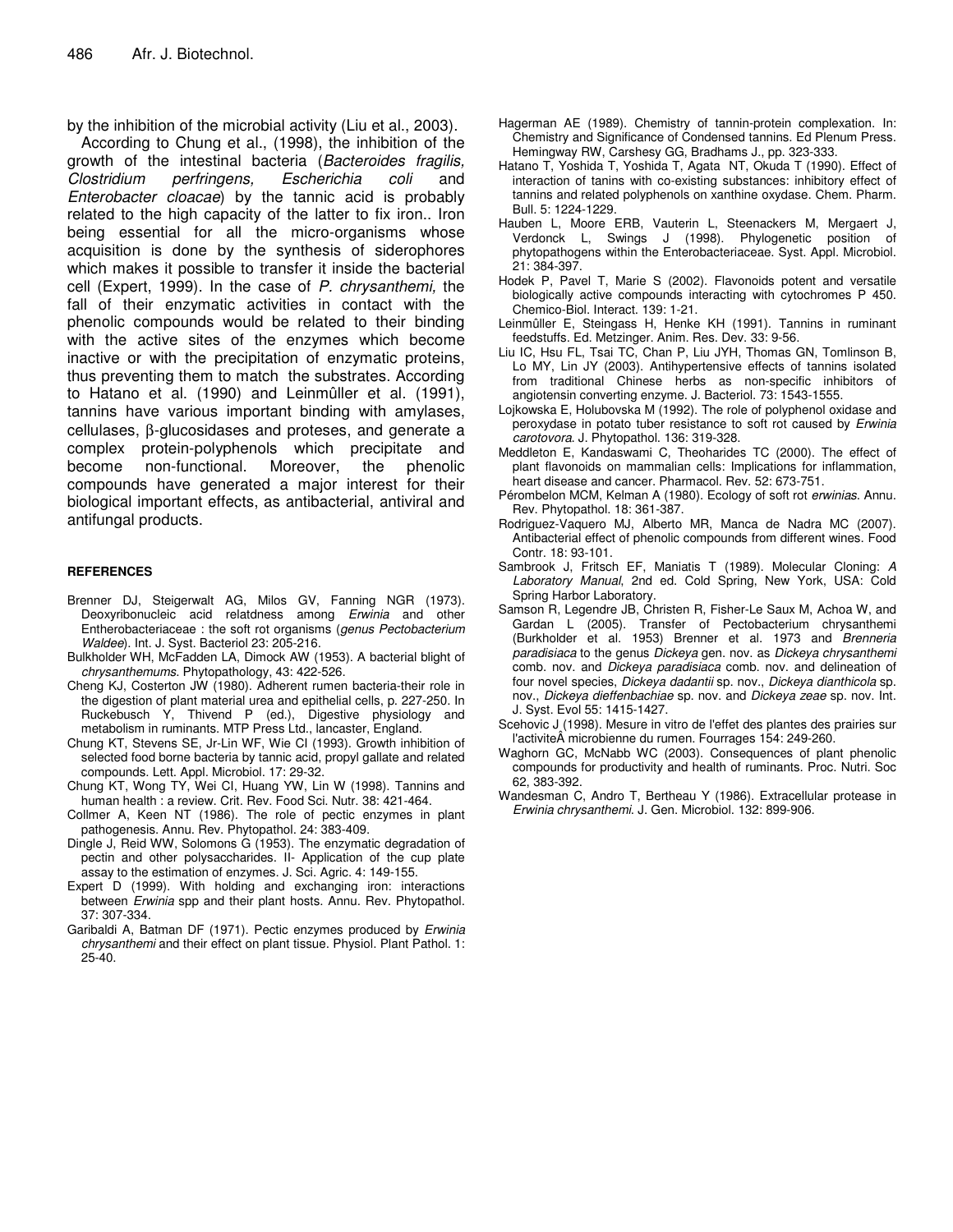by the inhibition of the microbial activity (Liu et al., 2003).

According to Chung et al., (1998), the inhibition of the growth of the intestinal bacteria (*Bacteroides fragilis, Clostridium perfringens, Escherichia coli* and *Enterobacter cloacae*) by the tannic acid is probably related to the high capacity of the latter to fix iron.. Iron being essential for all the micro-organisms whose acquisition is done by the synthesis of siderophores which makes it possible to transfer it inside the bacterial cell (Expert, 1999). In the case of *P. chrysanthemi,* the fall of their enzymatic activities in contact with the phenolic compounds would be related to their binding with the active sites of the enzymes which become inactive or with the precipitation of enzymatic proteins, thus preventing them to match the substrates. According to Hatano et al. (1990) and Leinmûller et al. (1991), tannins have various important binding with amylases, cellulases, β-glucosidases and proteses, and generate a complex protein-polyphenols which precipitate and become non-functional. Moreover, the phenolic compounds have generated a major interest for their biological important effects, as antibacterial, antiviral and antifungal products.

## REFERENCES

Brenner DJ, Steigerwalt AG, Milos GV, Fanning NGR (1973). Deoxyribonucleic acid relatdness among *Erwinia* and other Entherobacteriaceae : the soft rot organisms (*genus Pectobacterium Waldee*). Int. J. Syst. Bacteriol 23: 205-216.

Bulkholder WH, McFadden LA, Dimock AW (1953). A bacterial blight of *chrysanthemums*. Phytopathology, 43: 422-526.

Cheng KJ, Costerton JW (1980). Adherent rumen bacteria-their role in the digestion of plant material urea and epithelial cells, p. 227-250. In Ruckebusch Y, Thivend P (ed.), Digestive physiology and metabolism in ruminants. MTP Press Ltd., lancaster, England.

Chung KT, Stevens SE, Jr-Lin WF, Wie CI (1993). Growth inhibition of selected food borne bacteria by tannic acid, propyl gallate and related compounds. Lett. Appl. Microbiol. 17: 29-32.

Chung KT, Wong TY, Wei CI, Huang YW, Lin W (1998). Tannins and human health : a review. Crit. Rev. Food Sci. Nutr. 38: 421-464.

Collmer A, Keen NT (1986). The role of pectic enzymes in plant pathogenesis. Annu. Rev. Phytopathol. 24: 383-409.

Dingle J, Reid WW, Solomons G (1953). The enzymatic degradation of pectin and other polysaccharides. II- Application of the cup plate assay to the estimation of enzymes. J. Sci. Agric. 4: 149-155.

Expert D (1999). With holding and exchanging iron: interactions between *Erwinia* spp and their plant hosts. Annu. Rev. Phytopathol. 37: 307-334.

Garibaldi A, Batman DF (1971). Pectic enzymes produced by *Erwinia chrysanthemi* and their effect on plant tissue. Physiol. Plant Pathol. 1: 25-40.

Hagerman AE (1989). Chemistry of tannin-protein complexation. In: Chemistry and Significance of Condensed tannins. Ed Plenum Press. Hemingway RW, Carshesy GG, Bradhams J., pp. 323-333.

Hatano T, Yoshida T, Yoshida T, Agata NT, Okuda T (1990). Effect of interaction of tanins with co-existing substances: inhibitory effect of tannins and related polyphenols on xanthine oxydase. Chem. Pharm. Bull. 5: 1224-1229.

Hauben L, Moore ERB, Vauterin L, Steenackers M, Mergaert J, Verdonck L, Swings J (1998). Phylogenetic position of phytopathogens within the Enterobacteriaceae. Syst. Appl. Microbiol. 21: 384-397.

Hodek P, Pavel T, Marie S (2002). Flavonoids potent and versatile biologically active compounds interacting with cytochromes P 450. Chemico-Biol. Interact. 139: 1-21.

Leinmûller E, Steingass H, Henke KH (1991). Tannins in ruminant feedstuffs. Ed. Metzinger. Anim. Res. Dev. 33: 9-56.

Liu IC, Hsu FL, Tsai TC, Chan P, Liu JYH, Thomas GN, Tomlinson B, Lo MY, Lin JY (2003). Antihypertensive effects of tannins isolated from traditional Chinese herbs as non-specific inhibitors of angiotensin converting enzyme. J. Bacteriol. 73: 1543-1555.

Lojkowska E, Holubovska M (1992). The role of polyphenol oxidase and peroxydase in potato tuber resistance to soft rot caused by *Erwinia carotovora*. J. Phytopathol. 136: 319-328.

Meddleton E, Kandaswami C, Theoharides TC (2000). The effect of plant flavonoids on mammalian cells: Implications for inflammation, heart disease and cancer. Pharmacol. Rev. 52: 673-751.

Pérombelon MCM, Kelman A (1980). Ecology of soft rot *erwinias*. Annu. Rev. Phytopathol. 18: 361-387.

Rodriguez-Vaquero MJ, Alberto MR, Manca de Nadra MC (2007). Antibacterial effect of phenolic compounds from different wines. Food Contr. 18: 93-101.

Sambrook J, Fritsch EF, Maniatis T (1989). Molecular Cloning: *A Laboratory Manual*, 2nd ed. Cold Spring, New York, USA: Cold Spring Harbor Laboratory.

Samson R, Legendre JB, Christen R, Fisher-Le Saux M, Achoa W, and Gardan L (2005). Transfer of Pectobacterium chrysanthemi (Burkholder et al. 1953) Brenner et al. 1973 and *Brenneria paradisiaca* to the genus *Dickeya* gen. nov. as *Dickeya chrysanthemi* comb. nov. and *Dickeya paradisiaca* comb. nov. and delineation of four novel species, *Dickeya dadantii* sp. nov., *Dickeya dianthicola* sp. nov., *Dickeya dieffenbachiae* sp. nov. and *Dickeya zeae* sp. nov. Int. J. Syst. Evol 55: 1415-1427.

Scehovic J (1998). Mesure in vitro de l'effet des plantes des prairies sur l'activiteÂ microbienne du rumen. Fourrages 154: 249-260.

Waghorn GC, McNabb WC (2003). Consequences of plant phenolic compounds for productivity and health of ruminants. Proc. Nutri. Soc 62, 383-392.

Wandesman C, Andro T, Bertheau Y (1986). Extracellular protease in *Erwinia chrysanthemi*. J. Gen. Microbiol. 132: 899-906.